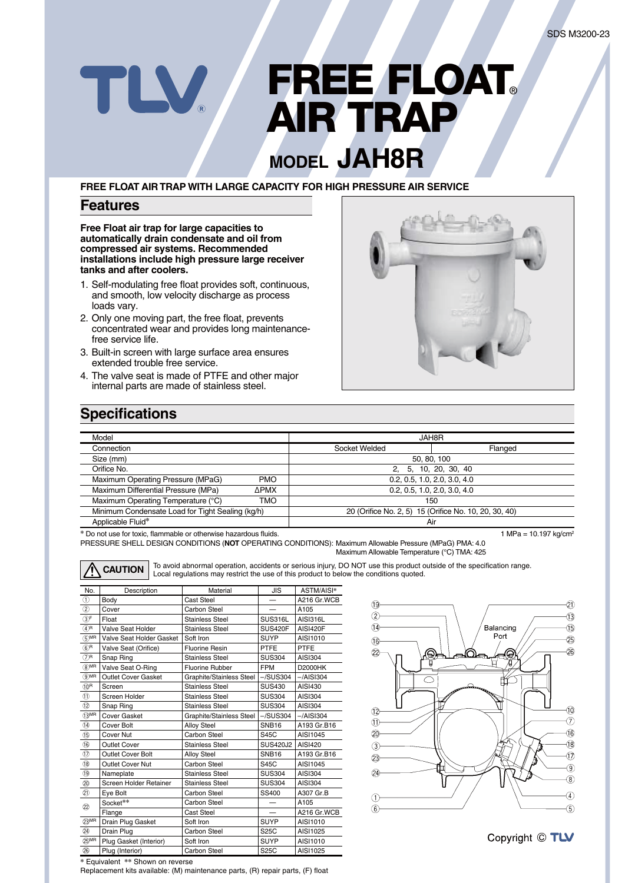# FREE FLOAT® AIR TRAP

## MODEL JAH8R

**FREE FLOAT AIR TRAP WITH LARGE CAPACITY FOR HIGH PRESSURE AIR SERVICE**

## Features

**Free Float air trap for large capacities to automatically drain condensate and oil from compressed air systems. Recommended installations include high pressure large receiver tanks and after coolers.**

1. Self-modulating free float provides soft, continuous, and smooth, low velocity discharge as process loads vary.
2. Only one moving part, the free float, prevents concentrated wear and provides long maintenance-free service life.
3. Built-in screen with large surface area ensures extended trouble free service.
4. The valve seat is made of PTFE and other major internal parts are made of stainless steel.

## Specifications

| Model | | JAH8R | |
|---|---|---|---|
| Connection | | Socket Welded | Flanged |
| Size (mm) | | 50, 80, 100 | |
| Orifice No. | | 2, 5, 10, 20, 30, 40 | |
| Maximum Operating Pressure (MPaG) | PMO | 0.2, 0.5, 1.0, 2.0, 3.0, 4.0 | |
| Maximum Differential Pressure (MPa) | ΔPMX | 0.2, 0.5, 1.0, 2.0, 3.0, 4.0 | |
| Maximum Operating Temperature (°C) | TMO | 150 | |
| Minimum Condensate Load for Tight Sealing (kg/h) | | 20 (Orifice No. 2, 5) 15 (Orifice No. 10, 20, 30, 40) | |
| Applicable Fluid* | | Air | |

\* Do not use for toxic, flammable or otherwise hazardous fluids. 1 MPa = 10.197 kg/cm²

PRESSURE SHELL DESIGN CONDITIONS (**NOT** OPERATING CONDITIONS): Maximum Allowable Pressure (MPaG) PMA: 4.0
Maximum Allowable Temperature (°C) TMA: 425

**CAUTION** To avoid abnormal operation, accidents or serious injury, DO NOT use this product outside of the specification range. Local regulations may restrict the use of this product to below the conditions quoted.

| No. | Description | Material | JIS | ASTM/AISI* |
|---|---|---|---|---|
| ① | Body | Cast Steel | — | A216 Gr.WCB |
| ② | Cover | Carbon Steel | — | A105 |
| ③F | Float | Stainless Steel | SUS316L | AISI316L |
| ④R | Valve Seat Holder | Stainless Steel | SUS420F | AISI420F |
| ⑤MR | Valve Seat Holder Gasket | Soft Iron | SUYP | AISI1010 |
| ⑥R | Valve Seat (Orifice) | Fluorine Resin | PTFE | PTFE |
| ⑦R | Snap Ring | Stainless Steel | SUS304 | AISI304 |
| ⑧MR | Valve Seat O-Ring | Fluorine Rubber | FPM | D2000HK |
| ⑨MR | Outlet Cover Gasket | Graphite/Stainless Steel | –/SUS304 | –/AISI304 |
| ⑩R | Screen | Stainless Steel | SUS430 | AISI430 |
| ⑪ | Screen Holder | Stainless Steel | SUS304 | AISI304 |
| ⑫ | Snap Ring | Stainless Steel | SUS304 | AISI304 |
| ⑬MR | Cover Gasket | Graphite/Stainless Steel | –/SUS304 | –/AISI304 |
| ⑭ | Cover Bolt | Alloy Steel | SNB16 | A193 Gr.B16 |
| ⑮ | Cover Nut | Carbon Steel | S45C | AISI1045 |
| ⑯ | Outlet Cover | Stainless Steel | SUS420J2 | AISI420 |
| ⑰ | Outlet Cover Bolt | Alloy Steel | SNB16 | A193 Gr.B16 |
| ⑱ | Outlet Cover Nut | Carbon Steel | S45C | AISI1045 |
| ⑲ | Nameplate | Stainless Steel | SUS304 | AISI304 |
| ⑳ | Screen Holder Retainer | Stainless Steel | SUS304 | AISI304 |
| ㉑ | Eye Bolt | Carbon Steel | SS400 | A307 Gr.B |
| ㉒ | Socket** | Carbon Steel | — | A105 |
| | Flange | Cast Steel | — | A216 Gr.WCB |
| ㉓MR | Drain Plug Gasket | Soft Iron | SUYP | AISI1010 |
| ㉔ | Drain Plug | Carbon Steel | S25C | AISI1025 |
| ㉕MR | Plug Gasket (Interior) | Soft Iron | SUYP | AISI1010 |
| ㉖ | Plug (Interior) | Carbon Steel | S25C | AISI1025 |

\* Equivalent \*\* Shown on reverse

Replacement kits available: (M) maintenance parts, (R) repair parts, (F) float

Balancing Port

Copyright © TLV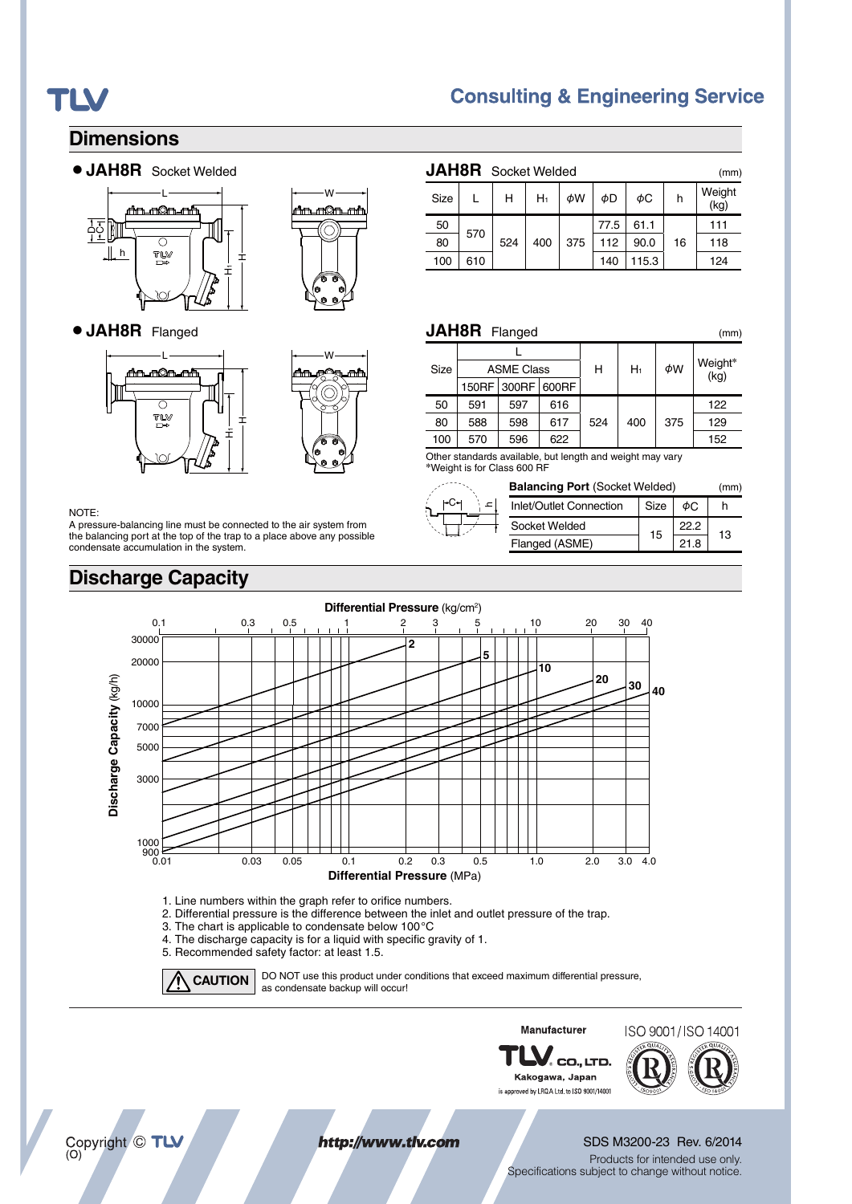## Dimensions

**JAH8R** Socket Welded

**JAH8R** Flanged

NOTE:
A pressure-balancing line must be connected to the air system from the balancing port at the top of the trap to a place above any possible condensate accumulation in the system.

**JAH8R** Socket Welded (mm)

| Size | L | H | $H_1$ | ϕW | ϕD | ϕC | h | Weight (kg) |
|---|---|---|---|---|---|---|---|---|
| 50 | 570 | 524 | 400 | 375 | 77.5 | 61.1 | 16 | 111 |
| 80 | | | | | 112 | 90.0 | | 118 |
| 100 | 610 | | | | 140 | 115.3 | | 124 |

**JAH8R** Flanged (mm)

| Size | L | | | H | $H_1$ | ϕW | Weight* (kg) |
|---|---|---|---|---|---|---|---|
| | ASME Class | | | | | | |
| | 150RF | 300RF | 600RF | | | | |
| 50 | 591 | 597 | 616 | 524 | 400 | 375 | 122 |
| 80 | 588 | 598 | 617 | | | | 129 |
| 100 | 570 | 596 | 622 | | | | 152 |

Other standards available, but length and weight may vary
*Weight is for Class 600 RF

**Balancing Port** (Socket Welded) (mm)

| Inlet/Outlet Connection | Size | ϕC | h |
|---|---|---|---|
| Socket Welded | 15 | 22.2 | 13 |
| Flanged (ASME) | | 21.8 | |

## Discharge Capacity

Differential Pressure (kg/cm²)
0.1 0.3 0.5 1 2 3 5 10 20 30 40

Discharge Capacity (kg/h)
30000 20000 10000 7000 5000 3000 1000 900

2 5 10 20 30 40

0.01 0.03 0.05 0.1 0.2 0.3 0.5 1.0 2.0 3.0 4.0
Differential Pressure (MPa)

1. Line numbers within the graph refer to orifice numbers.
2. Differential pressure is the difference between the inlet and outlet pressure of the trap.
3. The chart is applicable to condensate below 100°C
4. The discharge capacity is for a liquid with specific gravity of 1.
5. Recommended safety factor: at least 1.5.

**CAUTION** DO NOT use this product under conditions that exceed maximum differential pressure, as condensate backup will occur!

Manufacturer
TLV CO., LTD.
Kakogawa, Japan
is approved by LRQA Ltd. to ISO 9001/14001
ISO 9001/ISO 14001

Copyright © TLV (O)

http://www.tlv.com

SDS M3200-23 Rev. 6/2014
Products for intended use only.
Specifications subject to change without notice.